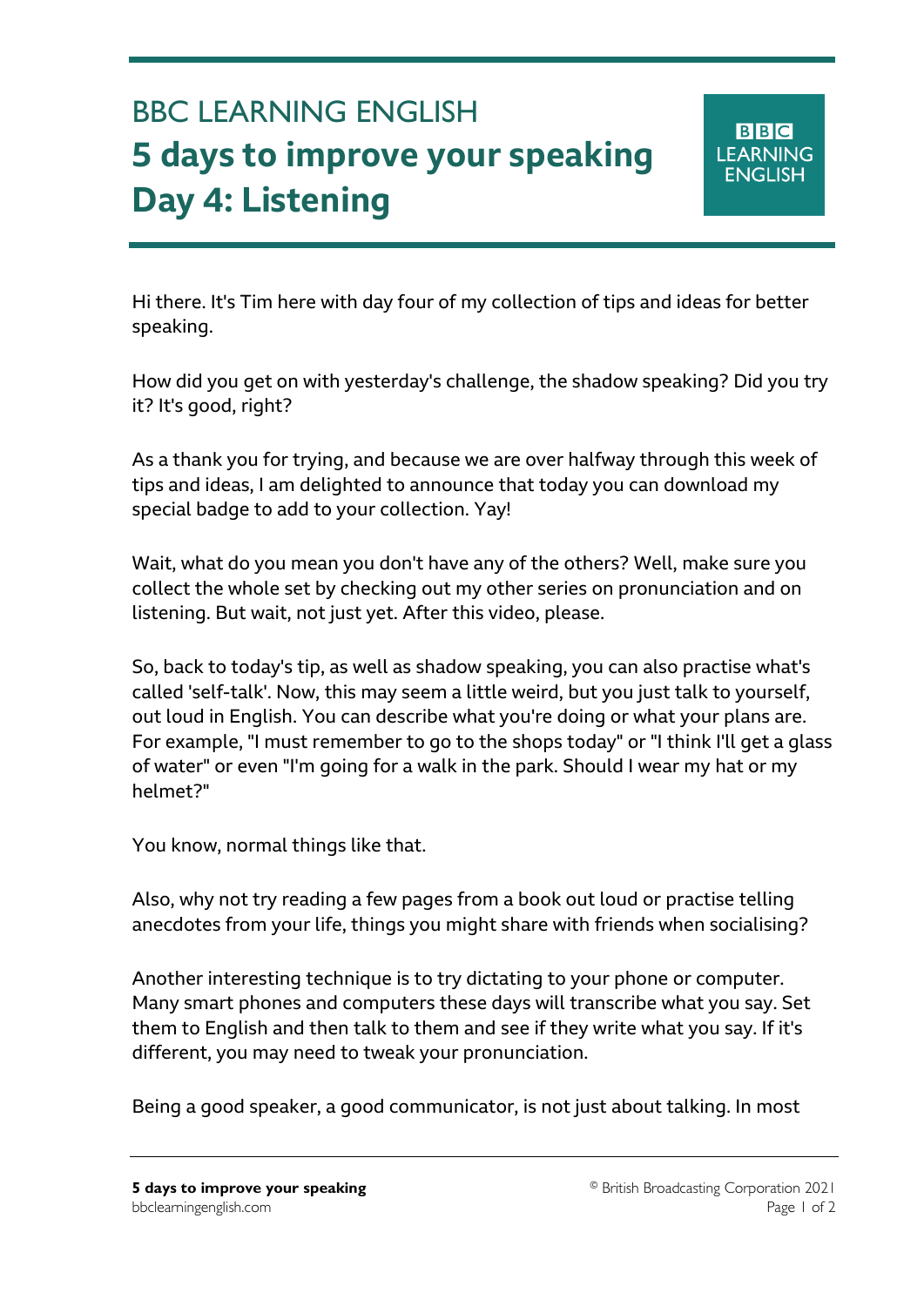# BBC LEARNING ENGLISH
# 5 days to improve your speaking
# Day 4: Listening

Hi there. It's Tim here with day four of my collection of tips and ideas for better speaking.

How did you get on with yesterday's challenge, the shadow speaking? Did you try it? It's good, right?

As a thank you for trying, and because we are over halfway through this week of tips and ideas, I am delighted to announce that today you can download my special badge to add to your collection. Yay!

Wait, what do you mean you don't have any of the others? Well, make sure you collect the whole set by checking out my other series on pronunciation and on listening. But wait, not just yet. After this video, please.

So, back to today's tip, as well as shadow speaking, you can also practise what's called 'self-talk'. Now, this may seem a little weird, but you just talk to yourself, out loud in English. You can describe what you're doing or what your plans are. For example, "I must remember to go to the shops today" or "I think I'll get a glass of water" or even "I'm going for a walk in the park. Should I wear my hat or my helmet?"

You know, normal things like that.

Also, why not try reading a few pages from a book out loud or practise telling anecdotes from your life, things you might share with friends when socialising?

Another interesting technique is to try dictating to your phone or computer. Many smart phones and computers these days will transcribe what you say. Set them to English and then talk to them and see if they write what you say. If it's different, you may need to tweak your pronunciation.

Being a good speaker, a good communicator, is not just about talking. In most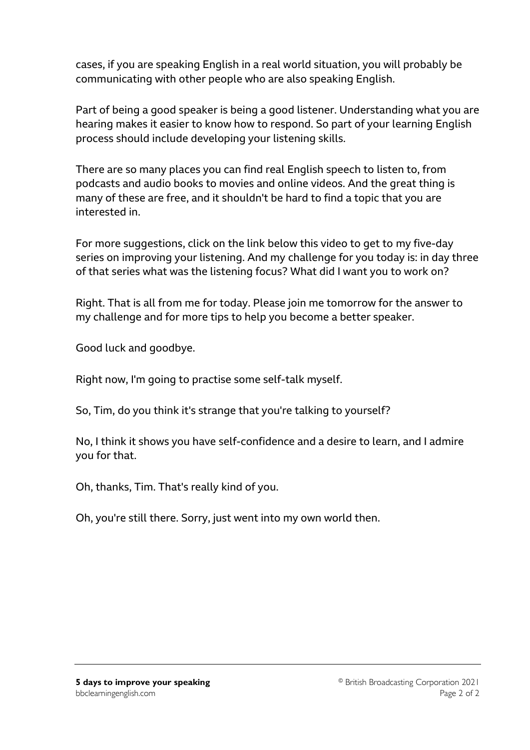cases, if you are speaking English in a real world situation, you will probably be communicating with other people who are also speaking English.

Part of being a good speaker is being a good listener. Understanding what you are hearing makes it easier to know how to respond. So part of your learning English process should include developing your listening skills.

There are so many places you can find real English speech to listen to, from podcasts and audio books to movies and online videos. And the great thing is many of these are free, and it shouldn't be hard to find a topic that you are interested in.

For more suggestions, click on the link below this video to get to my five-day series on improving your listening. And my challenge for you today is: in day three of that series what was the listening focus? What did I want you to work on?

Right. That is all from me for today. Please join me tomorrow for the answer to my challenge and for more tips to help you become a better speaker.

Good luck and goodbye.

Right now, I'm going to practise some self-talk myself.

So, Tim, do you think it's strange that you're talking to yourself?

No, I think it shows you have self-confidence and a desire to learn, and I admire you for that.

Oh, thanks, Tim. That's really kind of you.

Oh, you're still there. Sorry, just went into my own world then.